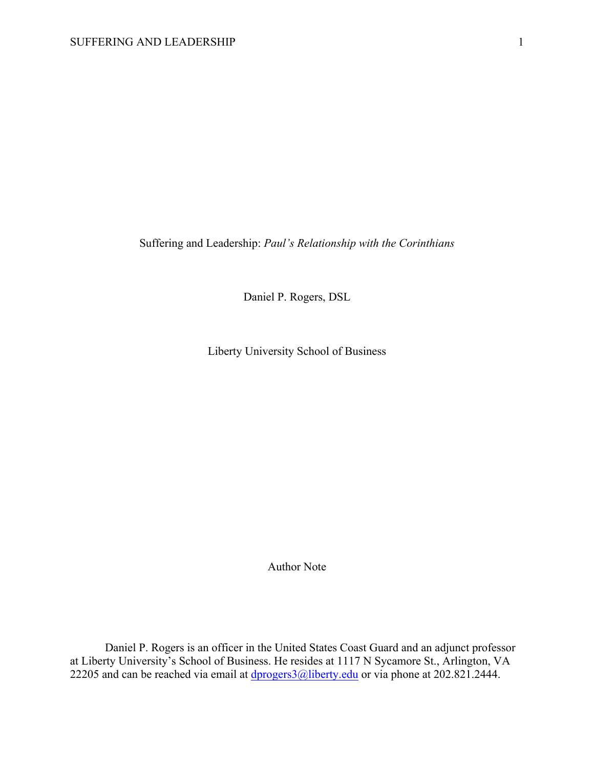# Suffering and Leadership: *Paul's Relationship with the Corinthians*

Daniel P. Rogers, DSL

Liberty University School of Business

Author Note

Daniel P. Rogers is an officer in the United States Coast Guard and an adjunct professor at Liberty University's School of Business. He resides at 1117 N Sycamore St., Arlington, VA 22205 and can be reached via email at dprogers3@liberty.edu or via phone at 202.821.2444.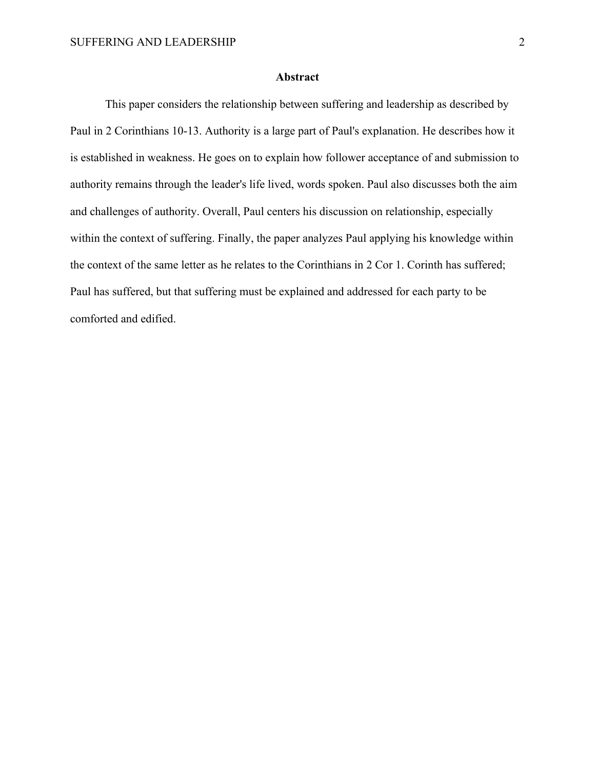# Abstract

This paper considers the relationship between suffering and leadership as described by Paul in 2 Corinthians 10-13. Authority is a large part of Paul's explanation. He describes how it is established in weakness. He goes on to explain how follower acceptance of and submission to authority remains through the leader's life lived, words spoken. Paul also discusses both the aim and challenges of authority. Overall, Paul centers his discussion on relationship, especially within the context of suffering. Finally, the paper analyzes Paul applying his knowledge within the context of the same letter as he relates to the Corinthians in 2 Cor 1. Corinth has suffered; Paul has suffered, but that suffering must be explained and addressed for each party to be comforted and edified.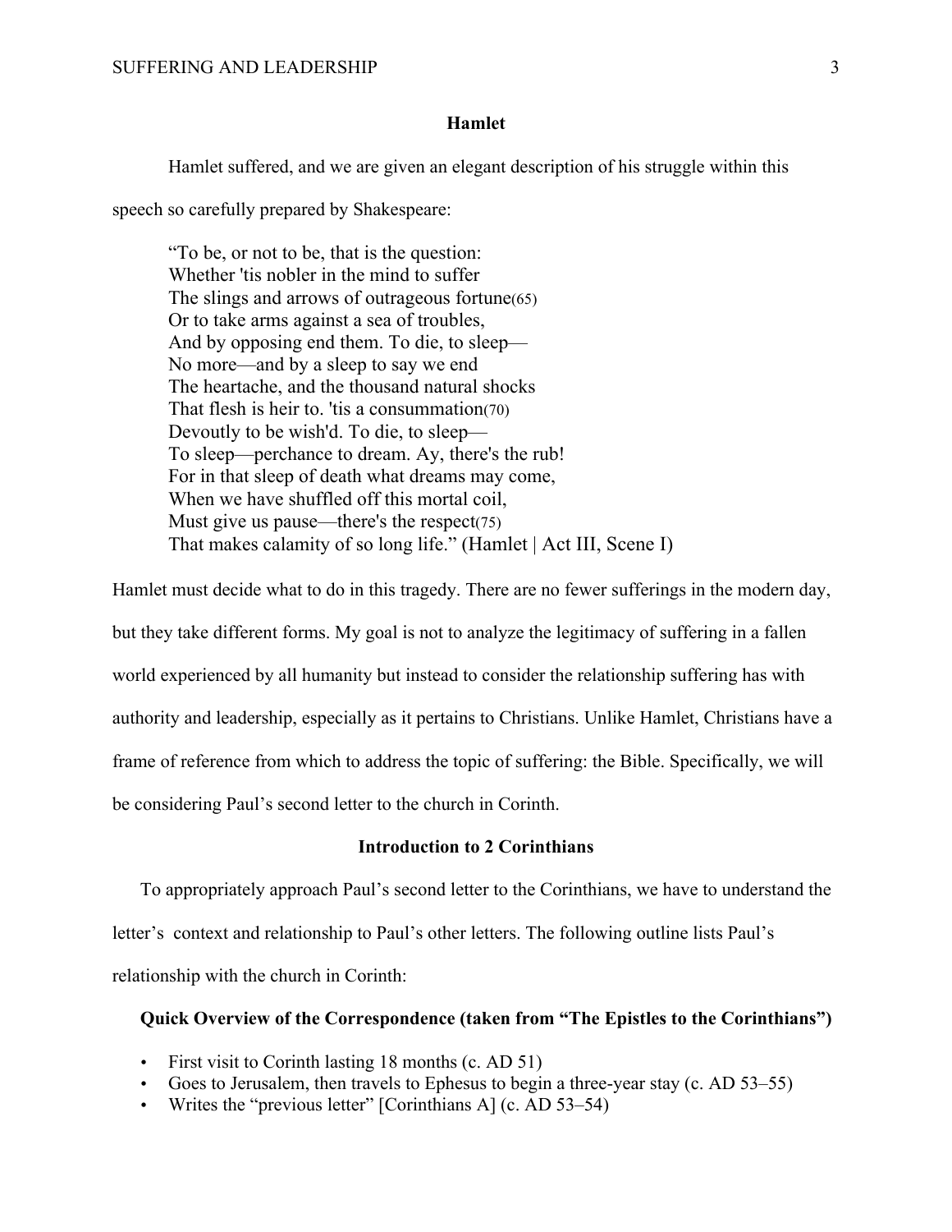## Hamlet

Hamlet suffered, and we are given an elegant description of his struggle within this speech so carefully prepared by Shakespeare:

> "To be, or not to be, that is the question:
> Whether 'tis nobler in the mind to suffer
> The slings and arrows of outrageous fortune(65)
> Or to take arms against a sea of troubles,
> And by opposing end them. To die, to sleep—
> No more—and by a sleep to say we end
> The heartache, and the thousand natural shocks
> That flesh is heir to. 'tis a consummation(70)
> Devoutly to be wish'd. To die, to sleep—
> To sleep—perchance to dream. Ay, there's the rub!
> For in that sleep of death what dreams may come,
> When we have shuffled off this mortal coil,
> Must give us pause—there's the respect(75)
> That makes calamity of so long life." (Hamlet | Act III, Scene I)

Hamlet must decide what to do in this tragedy. There are no fewer sufferings in the modern day, but they take different forms. My goal is not to analyze the legitimacy of suffering in a fallen world experienced by all humanity but instead to consider the relationship suffering has with authority and leadership, especially as it pertains to Christians. Unlike Hamlet, Christians have a frame of reference from which to address the topic of suffering: the Bible. Specifically, we will be considering Paul's second letter to the church in Corinth.

## Introduction to 2 Corinthians

To appropriately approach Paul's second letter to the Corinthians, we have to understand the letter's context and relationship to Paul's other letters. The following outline lists Paul's relationship with the church in Corinth:

### Quick Overview of the Correspondence (taken from "The Epistles to the Corinthians")

- First visit to Corinth lasting 18 months (c. AD 51)
- Goes to Jerusalem, then travels to Ephesus to begin a three-year stay (c. AD 53–55)
- Writes the "previous letter" [Corinthians A] (c. AD 53–54)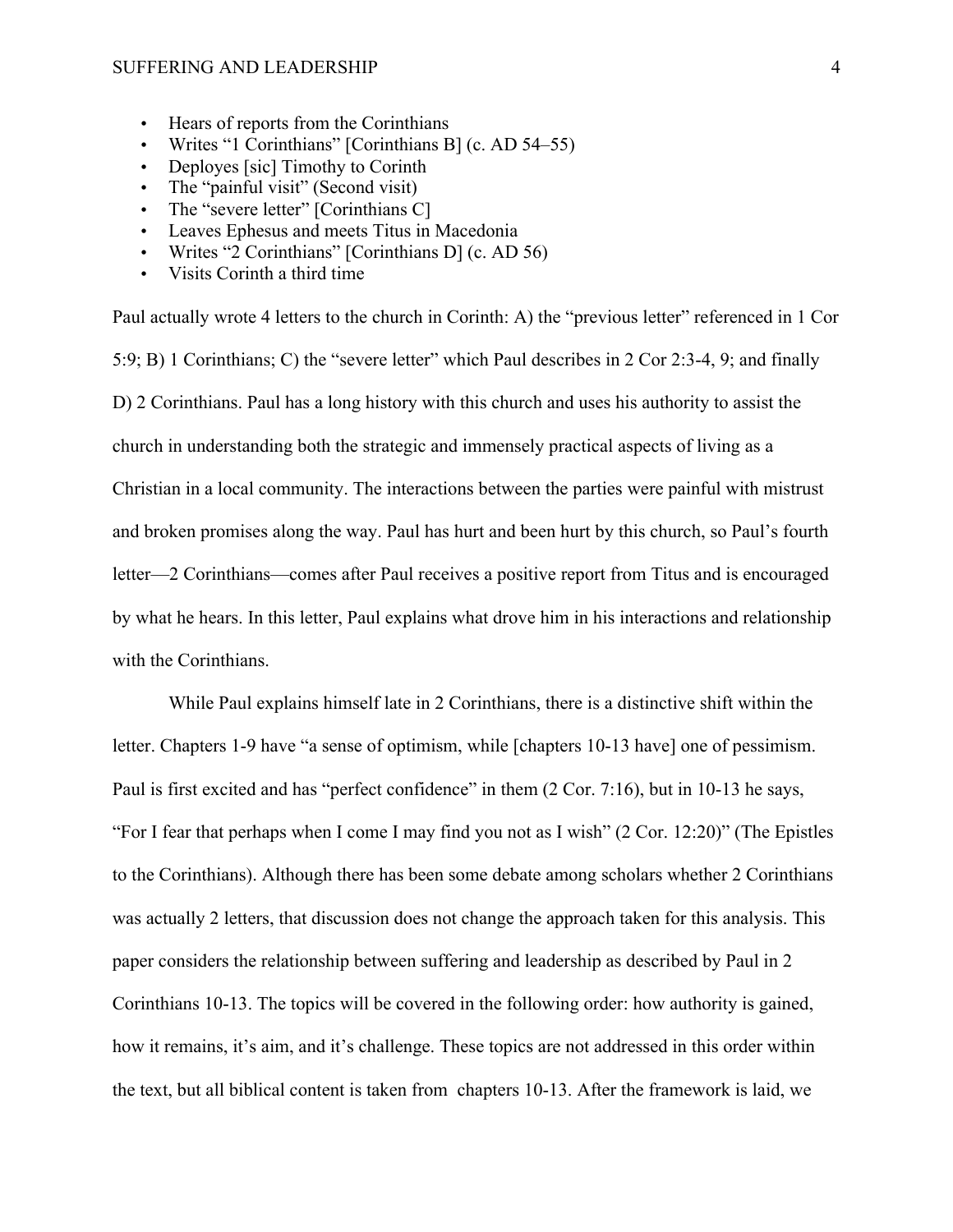- Hears of reports from the Corinthians
- Writes “1 Corinthians” [Corinthians B] (c. AD 54–55)
- Deploys [sic] Timothy to Corinth
- The “painful visit” (Second visit)
- The “severe letter” [Corinthians C]
- Leaves Ephesus and meets Titus in Macedonia
- Writes “2 Corinthians” [Corinthians D] (c. AD 56)
- Visits Corinth a third time

Paul actually wrote 4 letters to the church in Corinth: A) the “previous letter” referenced in 1 Cor 5:9; B) 1 Corinthians; C) the “severe letter” which Paul describes in 2 Cor 2:3-4, 9; and finally D) 2 Corinthians. Paul has a long history with this church and uses his authority to assist the church in understanding both the strategic and immensely practical aspects of living as a Christian in a local community. The interactions between the parties were painful with mistrust and broken promises along the way. Paul has hurt and been hurt by this church, so Paul’s fourth letter—2 Corinthians—comes after Paul receives a positive report from Titus and is encouraged by what he hears. In this letter, Paul explains what drove him in his interactions and relationship with the Corinthians.

While Paul explains himself late in 2 Corinthians, there is a distinctive shift within the letter. Chapters 1-9 have “a sense of optimism, while [chapters 10-13 have] one of pessimism. Paul is first excited and has “perfect confidence” in them (2 Cor. 7:16), but in 10-13 he says, “For I fear that perhaps when I come I may find you not as I wish” (2 Cor. 12:20)” (The Epistles to the Corinthians). Although there has been some debate among scholars whether 2 Corinthians was actually 2 letters, that discussion does not change the approach taken for this analysis. This paper considers the relationship between suffering and leadership as described by Paul in 2 Corinthians 10-13. The topics will be covered in the following order: how authority is gained, how it remains, it’s aim, and it’s challenge. These topics are not addressed in this order within the text, but all biblical content is taken from chapters 10-13. After the framework is laid, we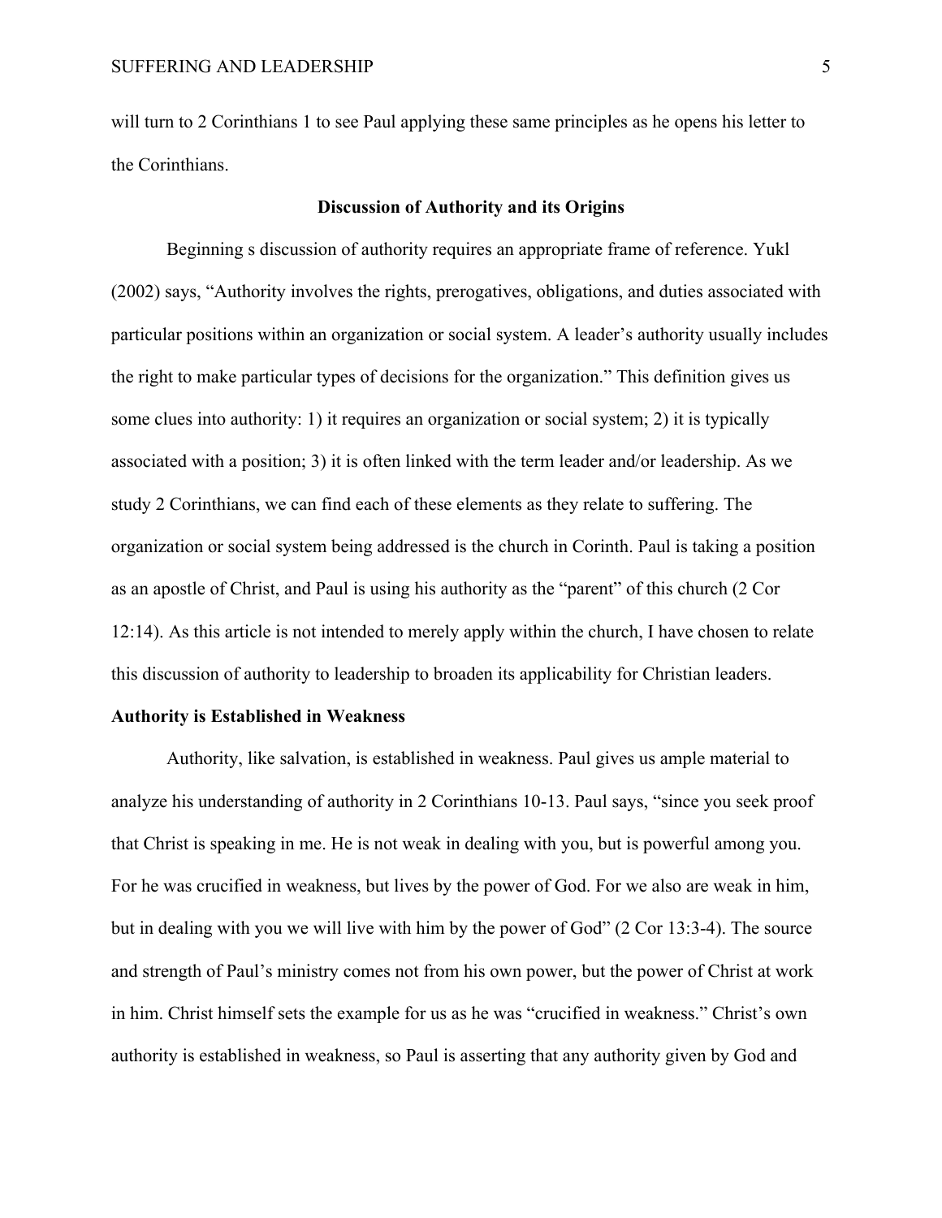will turn to 2 Corinthians 1 to see Paul applying these same principles as he opens his letter to the Corinthians.

## Discussion of Authority and its Origins

Beginning s discussion of authority requires an appropriate frame of reference. Yukl (2002) says, "Authority involves the rights, prerogatives, obligations, and duties associated with particular positions within an organization or social system. A leader's authority usually includes the right to make particular types of decisions for the organization." This definition gives us some clues into authority: 1) it requires an organization or social system; 2) it is typically associated with a position; 3) it is often linked with the term leader and/or leadership. As we study 2 Corinthians, we can find each of these elements as they relate to suffering. The organization or social system being addressed is the church in Corinth. Paul is taking a position as an apostle of Christ, and Paul is using his authority as the "parent" of this church (2 Cor 12:14). As this article is not intended to merely apply within the church, I have chosen to relate this discussion of authority to leadership to broaden its applicability for Christian leaders.

### Authority is Established in Weakness

Authority, like salvation, is established in weakness. Paul gives us ample material to analyze his understanding of authority in 2 Corinthians 10-13. Paul says, "since you seek proof that Christ is speaking in me. He is not weak in dealing with you, but is powerful among you. For he was crucified in weakness, but lives by the power of God. For we also are weak in him, but in dealing with you we will live with him by the power of God" (2 Cor 13:3-4). The source and strength of Paul's ministry comes not from his own power, but the power of Christ at work in him. Christ himself sets the example for us as he was "crucified in weakness." Christ's own authority is established in weakness, so Paul is asserting that any authority given by God and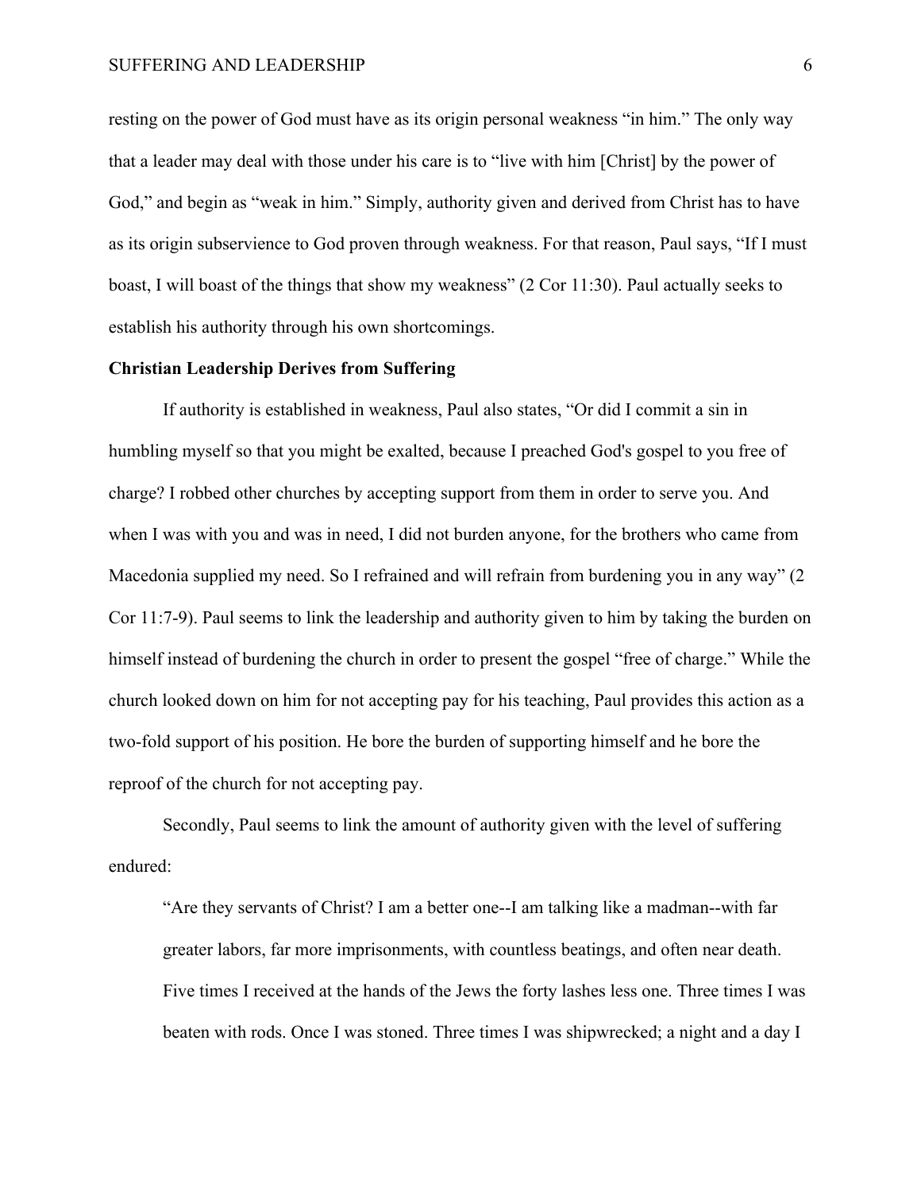resting on the power of God must have as its origin personal weakness "in him." The only way that a leader may deal with those under his care is to "live with him [Christ] by the power of God," and begin as "weak in him." Simply, authority given and derived from Christ has to have as its origin subservience to God proven through weakness. For that reason, Paul says, "If I must boast, I will boast of the things that show my weakness" (2 Cor 11:30). Paul actually seeks to establish his authority through his own shortcomings.

**Christian Leadership Derives from Suffering**

If authority is established in weakness, Paul also states, "Or did I commit a sin in humbling myself so that you might be exalted, because I preached God's gospel to you free of charge? I robbed other churches by accepting support from them in order to serve you. And when I was with you and was in need, I did not burden anyone, for the brothers who came from Macedonia supplied my need. So I refrained and will refrain from burdening you in any way" (2 Cor 11:7-9). Paul seems to link the leadership and authority given to him by taking the burden on himself instead of burdening the church in order to present the gospel "free of charge." While the church looked down on him for not accepting pay for his teaching, Paul provides this action as a two-fold support of his position. He bore the burden of supporting himself and he bore the reproof of the church for not accepting pay.

Secondly, Paul seems to link the amount of authority given with the level of suffering endured:

> "Are they servants of Christ? I am a better one--I am talking like a madman--with far greater labors, far more imprisonments, with countless beatings, and often near death. Five times I received at the hands of the Jews the forty lashes less one. Three times I was beaten with rods. Once I was stoned. Three times I was shipwrecked; a night and a day I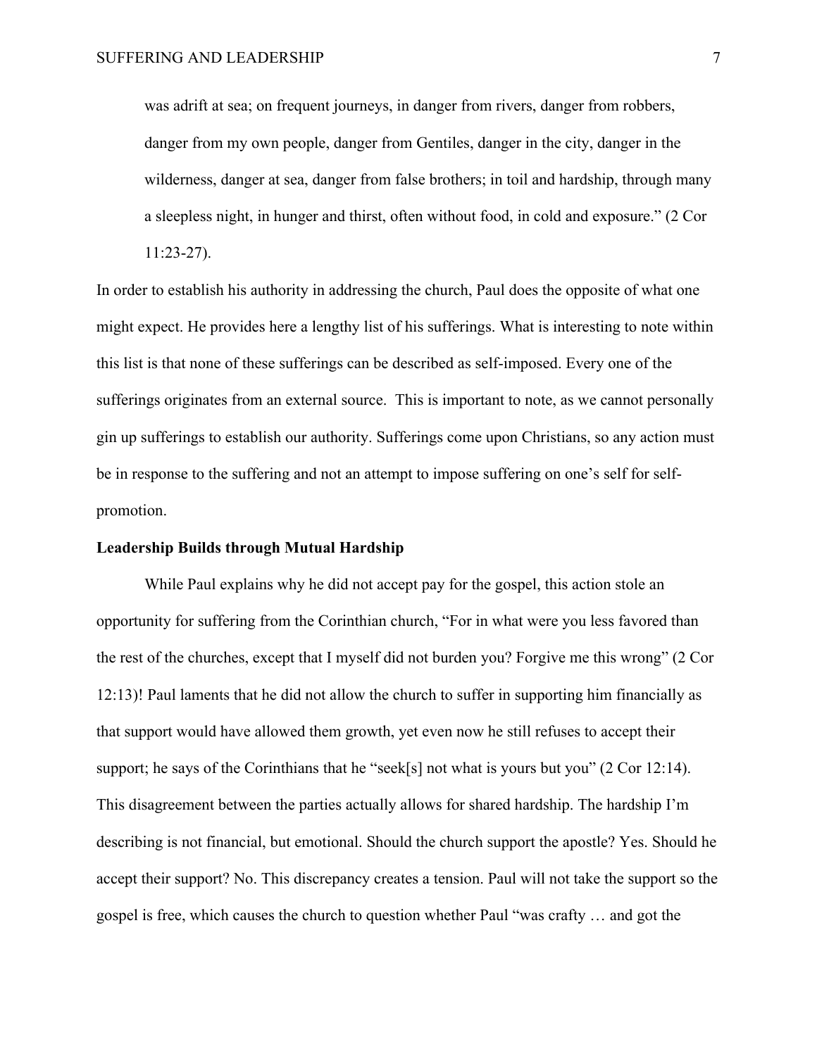> was adrift at sea; on frequent journeys, in danger from rivers, danger from robbers, danger from my own people, danger from Gentiles, danger in the city, danger in the wilderness, danger at sea, danger from false brothers; in toil and hardship, through many a sleepless night, in hunger and thirst, often without food, in cold and exposure." (2 Cor 11:23-27).

In order to establish his authority in addressing the church, Paul does the opposite of what one might expect. He provides here a lengthy list of his sufferings. What is interesting to note within this list is that none of these sufferings can be described as self-imposed. Every one of the sufferings originates from an external source. This is important to note, as we cannot personally gin up sufferings to establish our authority. Sufferings come upon Christians, so any action must be in response to the suffering and not an attempt to impose suffering on one's self for self-promotion.

**Leadership Builds through Mutual Hardship**

While Paul explains why he did not accept pay for the gospel, this action stole an opportunity for suffering from the Corinthian church, "For in what were you less favored than the rest of the churches, except that I myself did not burden you? Forgive me this wrong" (2 Cor 12:13)! Paul laments that he did not allow the church to suffer in supporting him financially as that support would have allowed them growth, yet even now he still refuses to accept their support; he says of the Corinthians that he "seek[s] not what is yours but you" (2 Cor 12:14). This disagreement between the parties actually allows for shared hardship. The hardship I'm describing is not financial, but emotional. Should the church support the apostle? Yes. Should he accept their support? No. This discrepancy creates a tension. Paul will not take the support so the gospel is free, which causes the church to question whether Paul "was crafty … and got the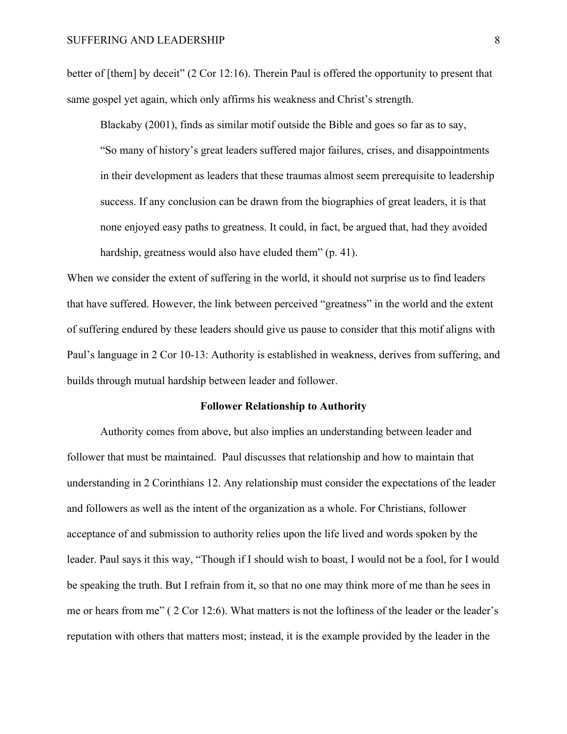better of [them] by deceit" (2 Cor 12:16). Therein Paul is offered the opportunity to present that same gospel yet again, which only affirms his weakness and Christ's strength.

> Blackaby (2001), finds as similar motif outside the Bible and goes so far as to say, "So many of history's great leaders suffered major failures, crises, and disappointments in their development as leaders that these traumas almost seem prerequisite to leadership success. If any conclusion can be drawn from the biographies of great leaders, it is that none enjoyed easy paths to greatness. It could, in fact, be argued that, had they avoided hardship, greatness would also have eluded them" (p. 41).

When we consider the extent of suffering in the world, it should not surprise us to find leaders that have suffered. However, the link between perceived "greatness" in the world and the extent of suffering endured by these leaders should give us pause to consider that this motif aligns with Paul's language in 2 Cor 10-13: Authority is established in weakness, derives from suffering, and builds through mutual hardship between leader and follower.

## Follower Relationship to Authority

Authority comes from above, but also implies an understanding between leader and follower that must be maintained. Paul discusses that relationship and how to maintain that understanding in 2 Corinthians 12. Any relationship must consider the expectations of the leader and followers as well as the intent of the organization as a whole. For Christians, follower acceptance of and submission to authority relies upon the life lived and words spoken by the leader. Paul says it this way, "Though if I should wish to boast, I would not be a fool, for I would be speaking the truth. But I refrain from it, so that no one may think more of me than he sees in me or hears from me" ( 2 Cor 12:6). What matters is not the loftiness of the leader or the leader's reputation with others that matters most; instead, it is the example provided by the leader in the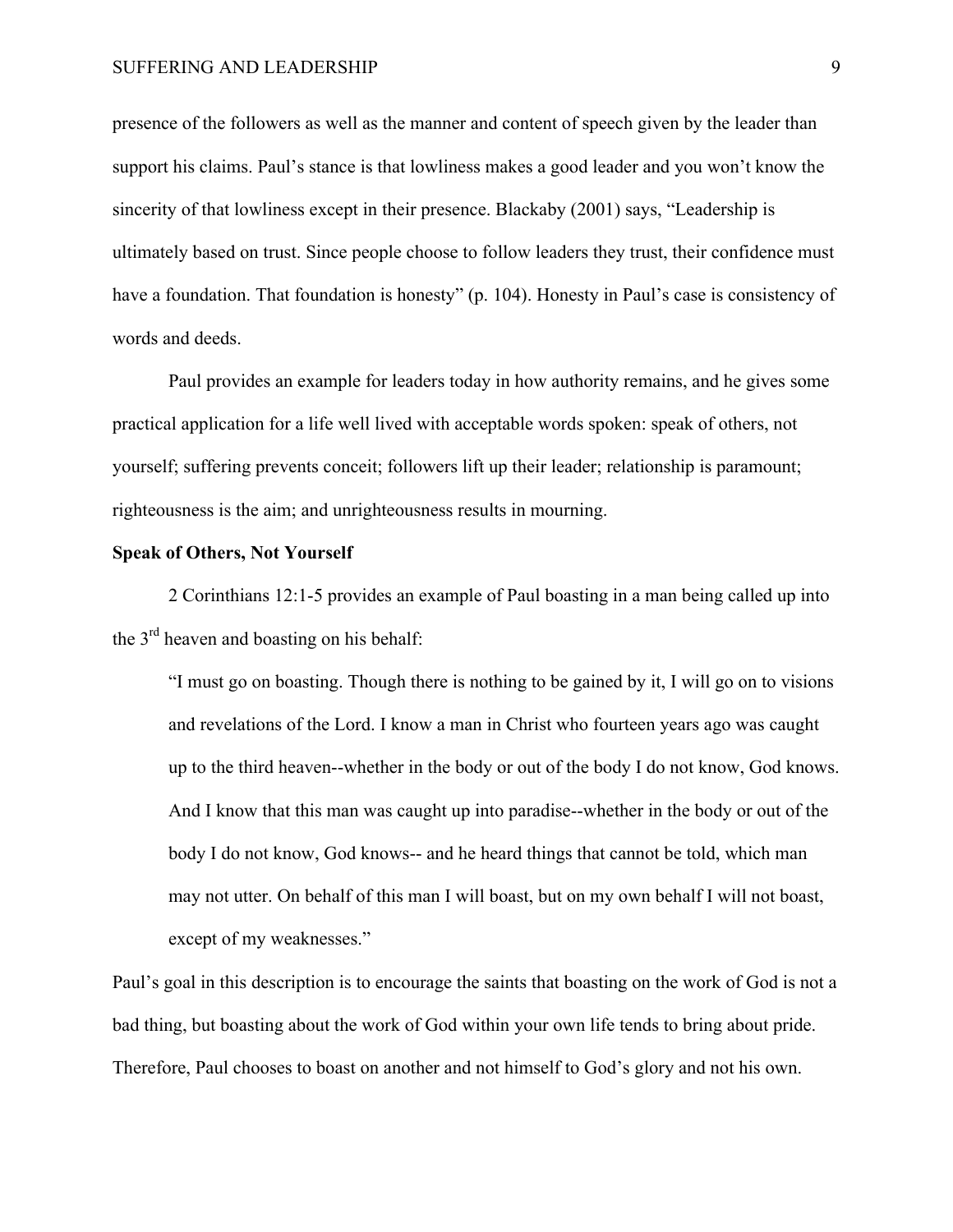presence of the followers as well as the manner and content of speech given by the leader than support his claims. Paul's stance is that lowliness makes a good leader and you won't know the sincerity of that lowliness except in their presence. Blackaby (2001) says, "Leadership is ultimately based on trust. Since people choose to follow leaders they trust, their confidence must have a foundation. That foundation is honesty" (p. 104). Honesty in Paul's case is consistency of words and deeds.

Paul provides an example for leaders today in how authority remains, and he gives some practical application for a life well lived with acceptable words spoken: speak of others, not yourself; suffering prevents conceit; followers lift up their leader; relationship is paramount; righteousness is the aim; and unrighteousness results in mourning.

**Speak of Others, Not Yourself**

2 Corinthians 12:1-5 provides an example of Paul boasting in a man being called up into the 3rd heaven and boasting on his behalf:

> "I must go on boasting. Though there is nothing to be gained by it, I will go on to visions and revelations of the Lord. I know a man in Christ who fourteen years ago was caught up to the third heaven--whether in the body or out of the body I do not know, God knows. And I know that this man was caught up into paradise--whether in the body or out of the body I do not know, God knows-- and he heard things that cannot be told, which man may not utter. On behalf of this man I will boast, but on my own behalf I will not boast, except of my weaknesses."

Paul's goal in this description is to encourage the saints that boasting on the work of God is not a bad thing, but boasting about the work of God within your own life tends to bring about pride. Therefore, Paul chooses to boast on another and not himself to God's glory and not his own.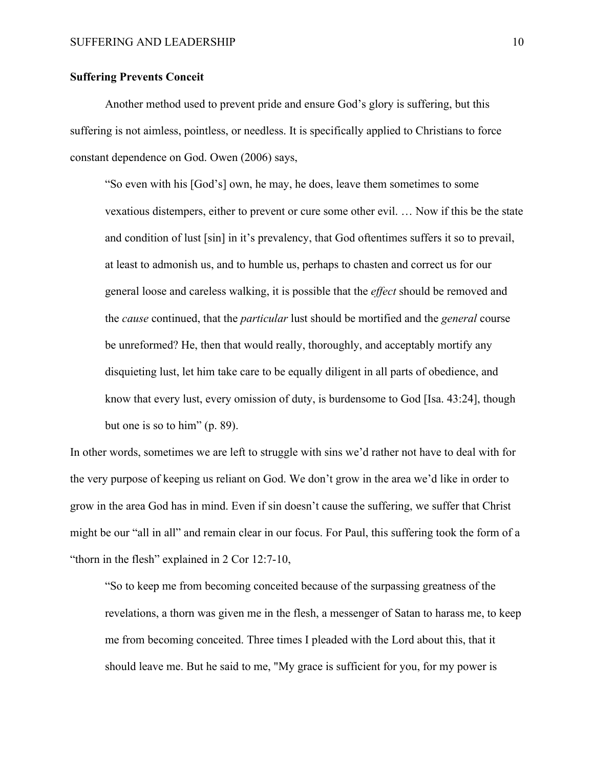**Suffering Prevents Conceit**

Another method used to prevent pride and ensure God's glory is suffering, but this suffering is not aimless, pointless, or needless. It is specifically applied to Christians to force constant dependence on God. Owen (2006) says,

> "So even with his [God's] own, he may, he does, leave them sometimes to some vexatious distempers, either to prevent or cure some other evil. … Now if this be the state and condition of lust [sin] in it's prevalency, that God oftentimes suffers it so to prevail, at least to admonish us, and to humble us, perhaps to chasten and correct us for our general loose and careless walking, it is possible that the *effect* should be removed and the *cause* continued, that the *particular* lust should be mortified and the *general* course be unreformed? He, then that would really, thoroughly, and acceptably mortify any disquieting lust, let him take care to be equally diligent in all parts of obedience, and know that every lust, every omission of duty, is burdensome to God [Isa. 43:24], though but one is so to him" (p. 89).

In other words, sometimes we are left to struggle with sins we'd rather not have to deal with for the very purpose of keeping us reliant on God. We don't grow in the area we'd like in order to grow in the area God has in mind. Even if sin doesn't cause the suffering, we suffer that Christ might be our "all in all" and remain clear in our focus. For Paul, this suffering took the form of a "thorn in the flesh" explained in 2 Cor 12:7-10,

> "So to keep me from becoming conceited because of the surpassing greatness of the revelations, a thorn was given me in the flesh, a messenger of Satan to harass me, to keep me from becoming conceited. Three times I pleaded with the Lord about this, that it should leave me. But he said to me, "My grace is sufficient for you, for my power is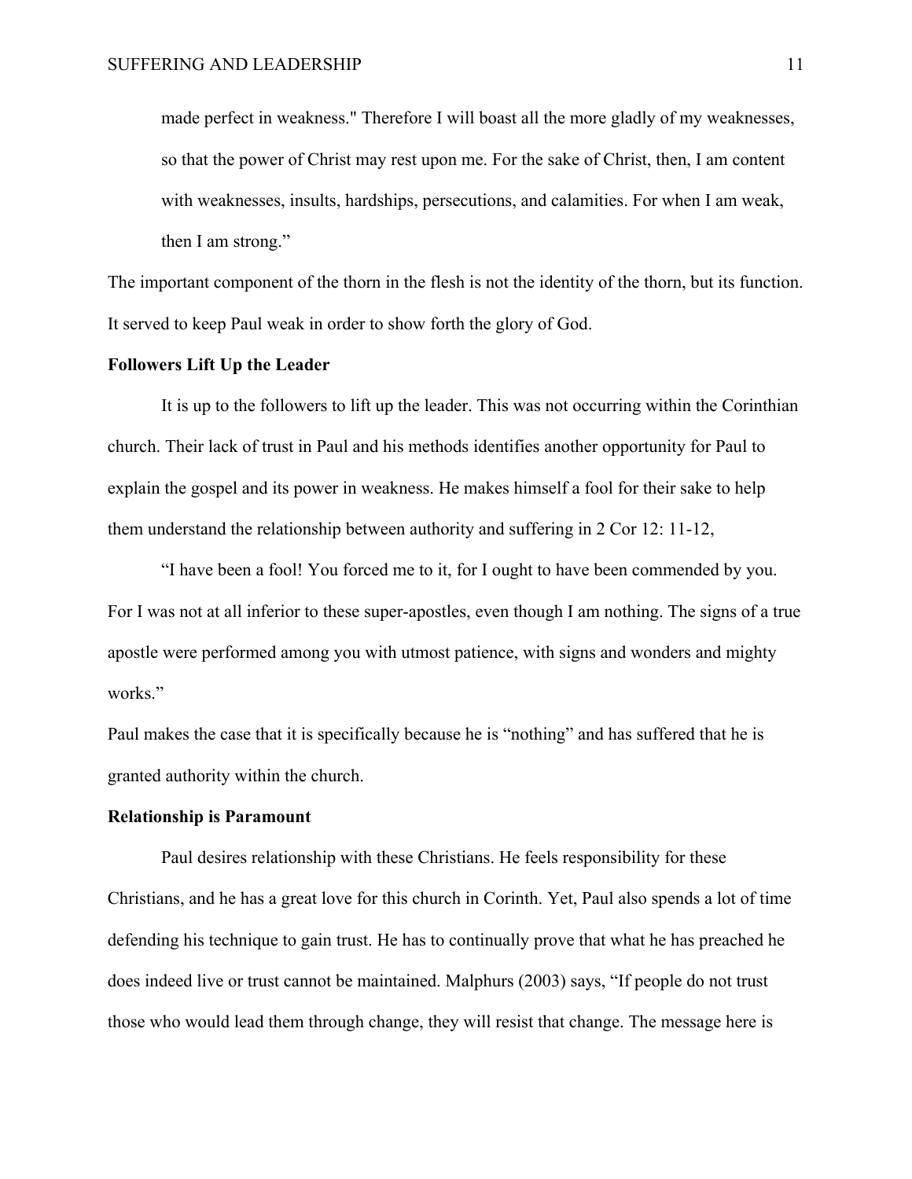made perfect in weakness." Therefore I will boast all the more gladly of my weaknesses, so that the power of Christ may rest upon me. For the sake of Christ, then, I am content with weaknesses, insults, hardships, persecutions, and calamities. For when I am weak, then I am strong."

The important component of the thorn in the flesh is not the identity of the thorn, but its function. It served to keep Paul weak in order to show forth the glory of God.

**Followers Lift Up the Leader**

It is up to the followers to lift up the leader. This was not occurring within the Corinthian church. Their lack of trust in Paul and his methods identifies another opportunity for Paul to explain the gospel and its power in weakness. He makes himself a fool for their sake to help them understand the relationship between authority and suffering in 2 Cor 12: 11-12,

"I have been a fool! You forced me to it, for I ought to have been commended by you. For I was not at all inferior to these super-apostles, even though I am nothing. The signs of a true apostle were performed among you with utmost patience, with signs and wonders and mighty works."

Paul makes the case that it is specifically because he is "nothing" and has suffered that he is granted authority within the church.

**Relationship is Paramount**

Paul desires relationship with these Christians. He feels responsibility for these Christians, and he has a great love for this church in Corinth. Yet, Paul also spends a lot of time defending his technique to gain trust. He has to continually prove that what he has preached he does indeed live or trust cannot be maintained. Malphurs (2003) says, "If people do not trust those who would lead them through change, they will resist that change. The message here is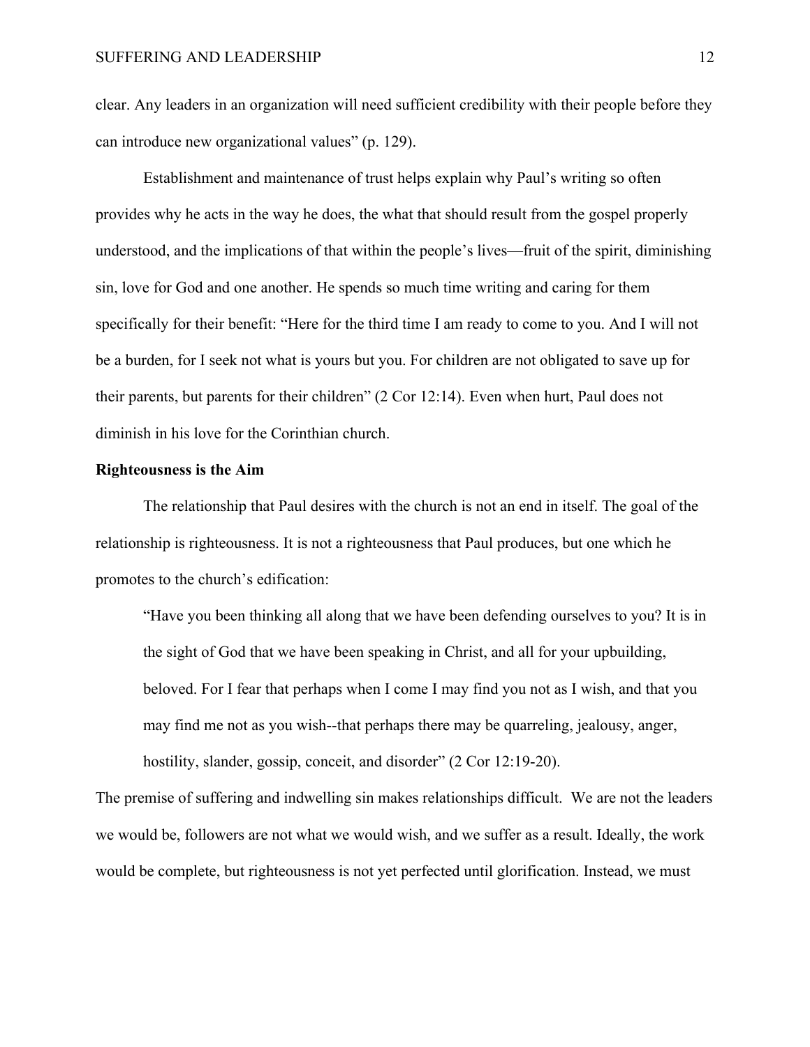clear. Any leaders in an organization will need sufficient credibility with their people before they can introduce new organizational values" (p. 129).

Establishment and maintenance of trust helps explain why Paul's writing so often provides why he acts in the way he does, the what that should result from the gospel properly understood, and the implications of that within the people's lives—fruit of the spirit, diminishing sin, love for God and one another. He spends so much time writing and caring for them specifically for their benefit: "Here for the third time I am ready to come to you. And I will not be a burden, for I seek not what is yours but you. For children are not obligated to save up for their parents, but parents for their children" (2 Cor 12:14). Even when hurt, Paul does not diminish in his love for the Corinthian church.

**Righteousness is the Aim**

The relationship that Paul desires with the church is not an end in itself. The goal of the relationship is righteousness. It is not a righteousness that Paul produces, but one which he promotes to the church's edification:

> "Have you been thinking all along that we have been defending ourselves to you? It is in the sight of God that we have been speaking in Christ, and all for your upbuilding, beloved. For I fear that perhaps when I come I may find you not as I wish, and that you may find me not as you wish--that perhaps there may be quarreling, jealousy, anger, hostility, slander, gossip, conceit, and disorder" (2 Cor 12:19-20).

The premise of suffering and indwelling sin makes relationships difficult. We are not the leaders we would be, followers are not what we would wish, and we suffer as a result. Ideally, the work would be complete, but righteousness is not yet perfected until glorification. Instead, we must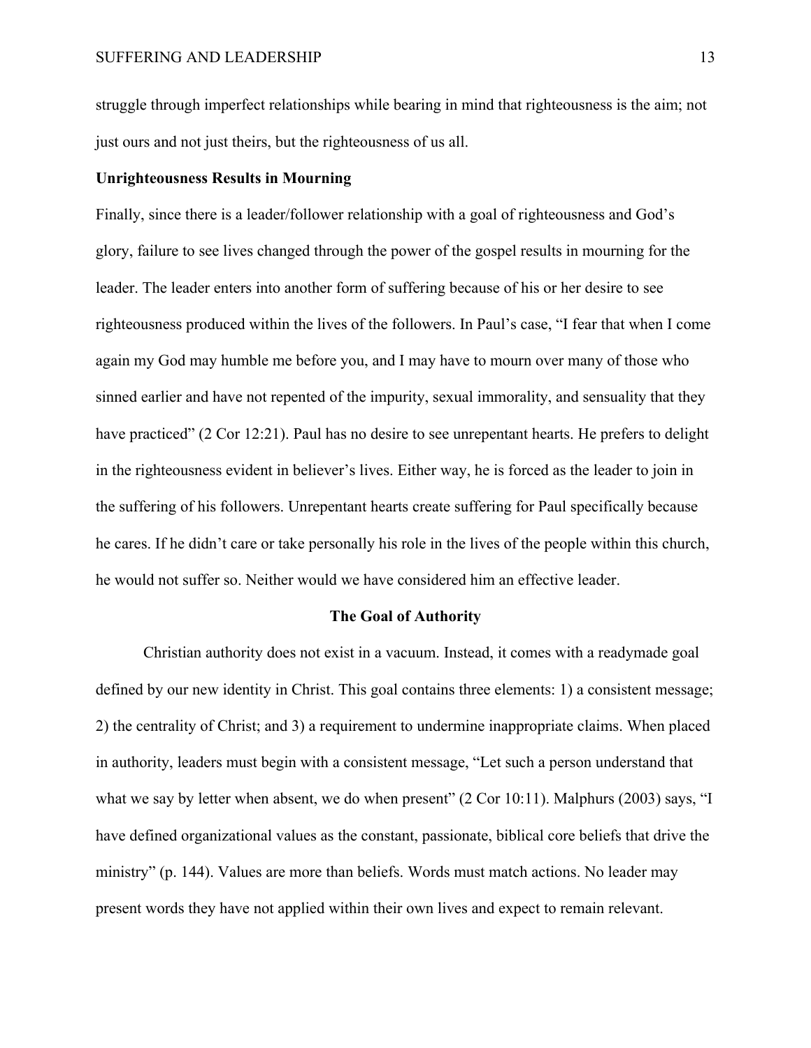struggle through imperfect relationships while bearing in mind that righteousness is the aim; not just ours and not just theirs, but the righteousness of us all.

**Unrighteousness Results in Mourning**

Finally, since there is a leader/follower relationship with a goal of righteousness and God's glory, failure to see lives changed through the power of the gospel results in mourning for the leader. The leader enters into another form of suffering because of his or her desire to see righteousness produced within the lives of the followers. In Paul's case, "I fear that when I come again my God may humble me before you, and I may have to mourn over many of those who sinned earlier and have not repented of the impurity, sexual immorality, and sensuality that they have practiced" (2 Cor 12:21). Paul has no desire to see unrepentant hearts. He prefers to delight in the righteousness evident in believer's lives. Either way, he is forced as the leader to join in the suffering of his followers. Unrepentant hearts create suffering for Paul specifically because he cares. If he didn't care or take personally his role in the lives of the people within this church, he would not suffer so. Neither would we have considered him an effective leader.

## The Goal of Authority

Christian authority does not exist in a vacuum. Instead, it comes with a readymade goal defined by our new identity in Christ. This goal contains three elements: 1) a consistent message; 2) the centrality of Christ; and 3) a requirement to undermine inappropriate claims. When placed in authority, leaders must begin with a consistent message, "Let such a person understand that what we say by letter when absent, we do when present" (2 Cor 10:11). Malphurs (2003) says, "I have defined organizational values as the constant, passionate, biblical core beliefs that drive the ministry" (p. 144). Values are more than beliefs. Words must match actions. No leader may present words they have not applied within their own lives and expect to remain relevant.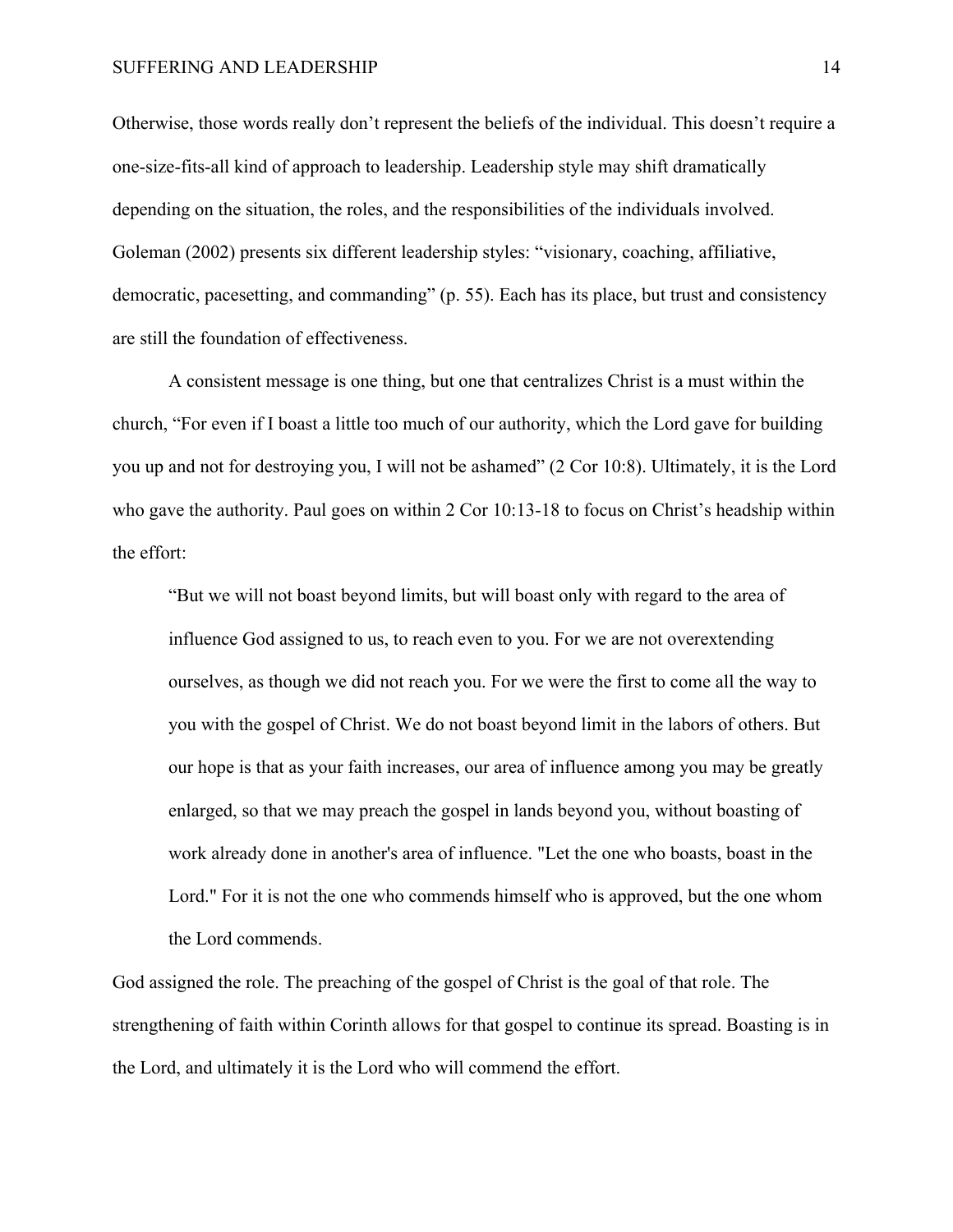Otherwise, those words really don’t represent the beliefs of the individual. This doesn’t require a one-size-fits-all kind of approach to leadership. Leadership style may shift dramatically depending on the situation, the roles, and the responsibilities of the individuals involved. Goleman (2002) presents six different leadership styles: “visionary, coaching, affiliative, democratic, pacesetting, and commanding” (p. 55). Each has its place, but trust and consistency are still the foundation of effectiveness.

A consistent message is one thing, but one that centralizes Christ is a must within the church, “For even if I boast a little too much of our authority, which the Lord gave for building you up and not for destroying you, I will not be ashamed” (2 Cor 10:8). Ultimately, it is the Lord who gave the authority. Paul goes on within 2 Cor 10:13-18 to focus on Christ’s headship within the effort:

> “But we will not boast beyond limits, but will boast only with regard to the area of influence God assigned to us, to reach even to you. For we are not overextending ourselves, as though we did not reach you. For we were the first to come all the way to you with the gospel of Christ. We do not boast beyond limit in the labors of others. But our hope is that as your faith increases, our area of influence among you may be greatly enlarged, so that we may preach the gospel in lands beyond you, without boasting of work already done in another's area of influence. "Let the one who boasts, boast in the Lord." For it is not the one who commends himself who is approved, but the one whom the Lord commends.

God assigned the role. The preaching of the gospel of Christ is the goal of that role. The strengthening of faith within Corinth allows for that gospel to continue its spread. Boasting is in the Lord, and ultimately it is the Lord who will commend the effort.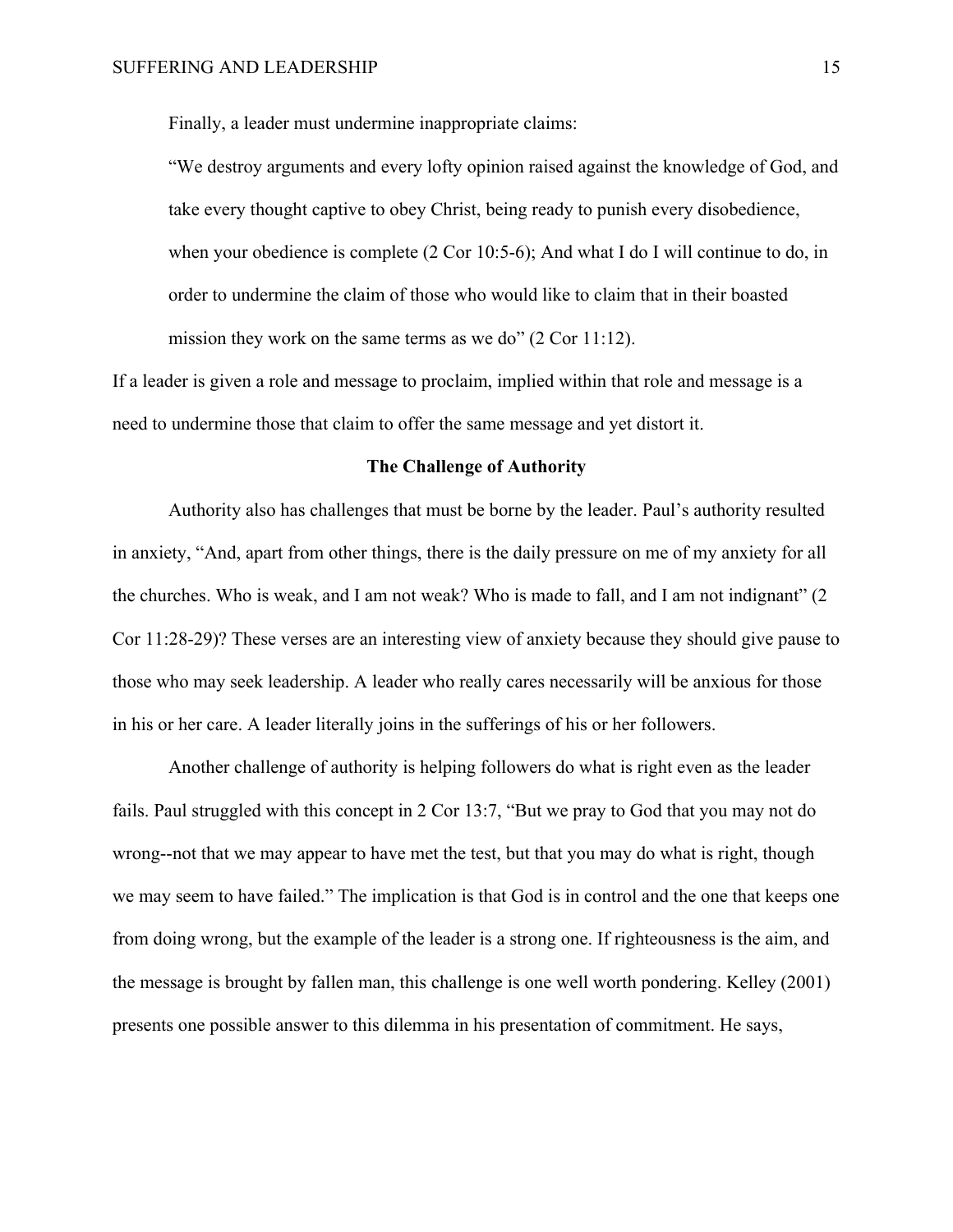Finally, a leader must undermine inappropriate claims:

> "We destroy arguments and every lofty opinion raised against the knowledge of God, and take every thought captive to obey Christ, being ready to punish every disobedience, when your obedience is complete (2 Cor 10:5-6); And what I do I will continue to do, in order to undermine the claim of those who would like to claim that in their boasted mission they work on the same terms as we do" (2 Cor 11:12).

If a leader is given a role and message to proclaim, implied within that role and message is a need to undermine those that claim to offer the same message and yet distort it.

## The Challenge of Authority

Authority also has challenges that must be borne by the leader. Paul's authority resulted in anxiety, "And, apart from other things, there is the daily pressure on me of my anxiety for all the churches. Who is weak, and I am not weak? Who is made to fall, and I am not indignant" (2 Cor 11:28-29)? These verses are an interesting view of anxiety because they should give pause to those who may seek leadership. A leader who really cares necessarily will be anxious for those in his or her care. A leader literally joins in the sufferings of his or her followers.

Another challenge of authority is helping followers do what is right even as the leader fails. Paul struggled with this concept in 2 Cor 13:7, "But we pray to God that you may not do wrong--not that we may appear to have met the test, but that you may do what is right, though we may seem to have failed." The implication is that God is in control and the one that keeps one from doing wrong, but the example of the leader is a strong one. If righteousness is the aim, and the message is brought by fallen man, this challenge is one well worth pondering. Kelley (2001) presents one possible answer to this dilemma in his presentation of commitment. He says,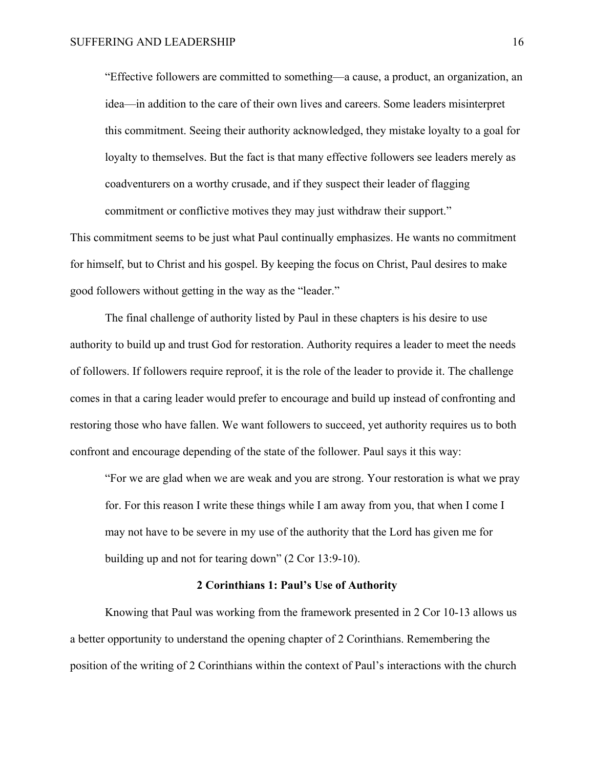> "Effective followers are committed to something—a cause, a product, an organization, an idea—in addition to the care of their own lives and careers. Some leaders misinterpret this commitment. Seeing their authority acknowledged, they mistake loyalty to a goal for loyalty to themselves. But the fact is that many effective followers see leaders merely as coadventurers on a worthy crusade, and if they suspect their leader of flagging commitment or conflictive motives they may just withdraw their support."

This commitment seems to be just what Paul continually emphasizes. He wants no commitment for himself, but to Christ and his gospel. By keeping the focus on Christ, Paul desires to make good followers without getting in the way as the "leader."

The final challenge of authority listed by Paul in these chapters is his desire to use authority to build up and trust God for restoration. Authority requires a leader to meet the needs of followers. If followers require reproof, it is the role of the leader to provide it. The challenge comes in that a caring leader would prefer to encourage and build up instead of confronting and restoring those who have fallen. We want followers to succeed, yet authority requires us to both confront and encourage depending of the state of the follower. Paul says it this way:

> "For we are glad when we are weak and you are strong. Your restoration is what we pray for. For this reason I write these things while I am away from you, that when I come I may not have to be severe in my use of the authority that the Lord has given me for building up and not for tearing down" (2 Cor 13:9-10).

## 2 Corinthians 1: Paul's Use of Authority

Knowing that Paul was working from the framework presented in 2 Cor 10-13 allows us a better opportunity to understand the opening chapter of 2 Corinthians. Remembering the position of the writing of 2 Corinthians within the context of Paul's interactions with the church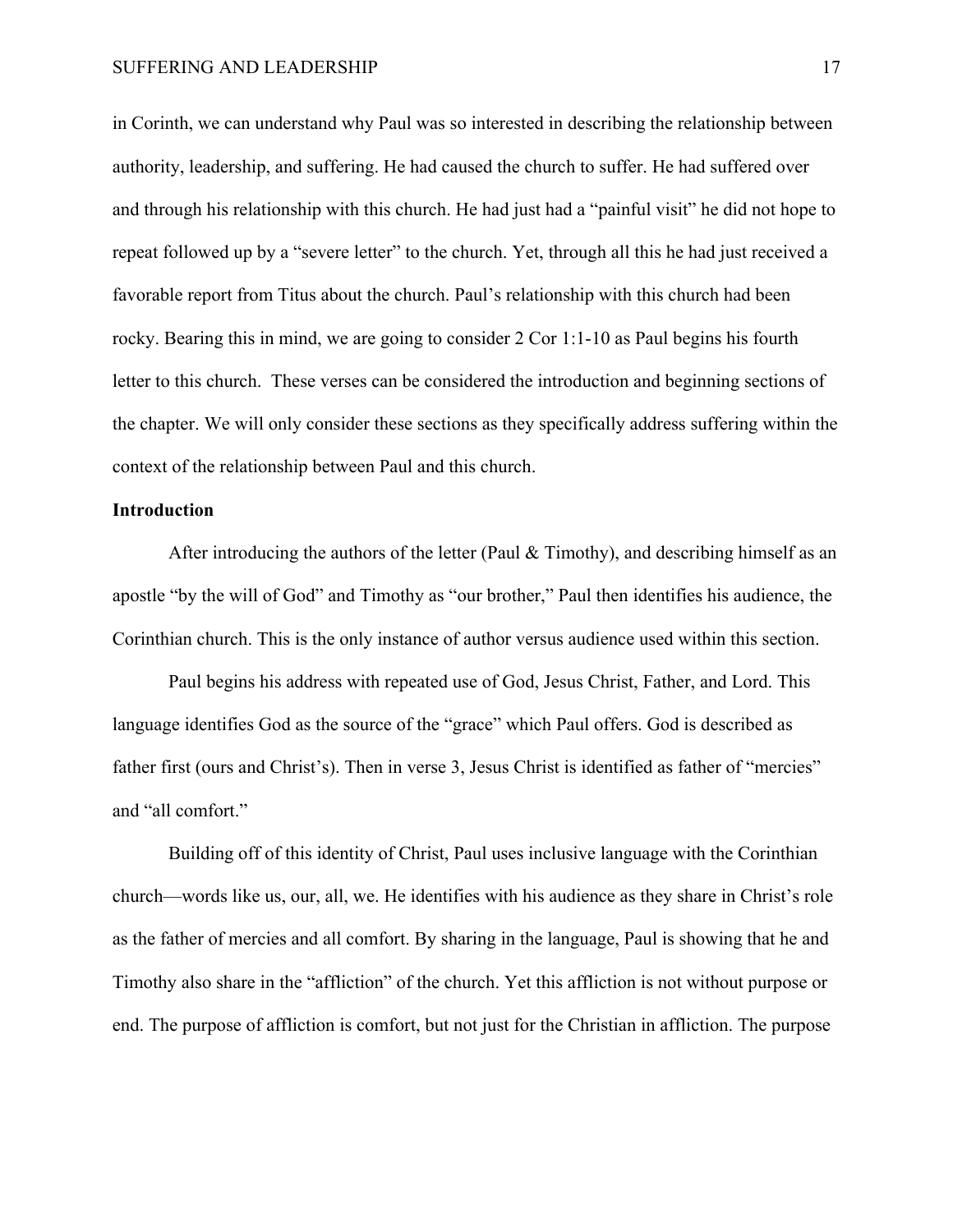in Corinth, we can understand why Paul was so interested in describing the relationship between authority, leadership, and suffering. He had caused the church to suffer. He had suffered over and through his relationship with this church. He had just had a "painful visit" he did not hope to repeat followed up by a "severe letter" to the church. Yet, through all this he had just received a favorable report from Titus about the church. Paul's relationship with this church had been rocky. Bearing this in mind, we are going to consider 2 Cor 1:1-10 as Paul begins his fourth letter to this church. These verses can be considered the introduction and beginning sections of the chapter. We will only consider these sections as they specifically address suffering within the context of the relationship between Paul and this church.

**Introduction**

After introducing the authors of the letter (Paul & Timothy), and describing himself as an apostle "by the will of God" and Timothy as "our brother," Paul then identifies his audience, the Corinthian church. This is the only instance of author versus audience used within this section.

Paul begins his address with repeated use of God, Jesus Christ, Father, and Lord. This language identifies God as the source of the "grace" which Paul offers. God is described as father first (ours and Christ's). Then in verse 3, Jesus Christ is identified as father of "mercies" and "all comfort."

Building off of this identity of Christ, Paul uses inclusive language with the Corinthian church—words like us, our, all, we. He identifies with his audience as they share in Christ's role as the father of mercies and all comfort. By sharing in the language, Paul is showing that he and Timothy also share in the "affliction" of the church. Yet this affliction is not without purpose or end. The purpose of affliction is comfort, but not just for the Christian in affliction. The purpose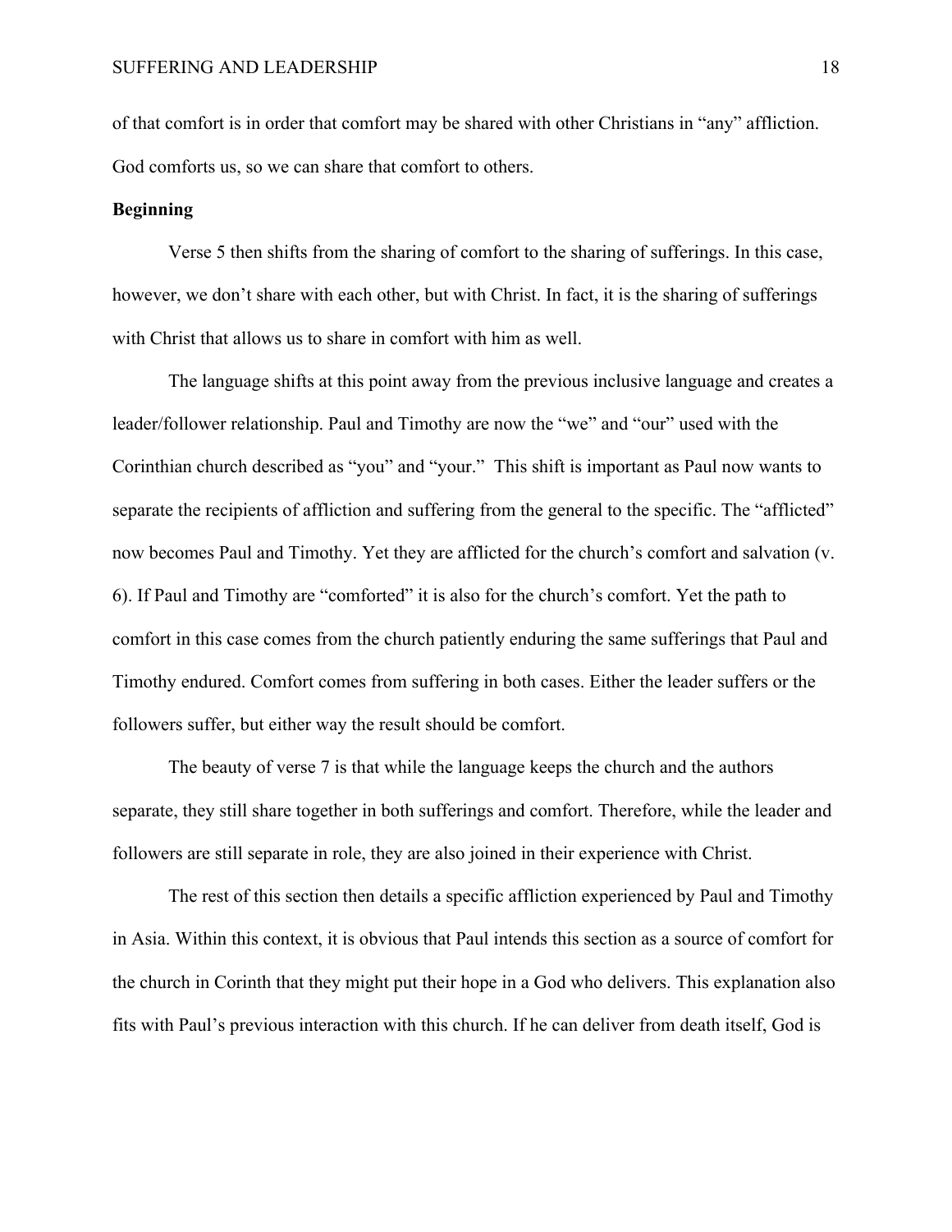of that comfort is in order that comfort may be shared with other Christians in "any" affliction. God comforts us, so we can share that comfort to others.

**Beginning**

Verse 5 then shifts from the sharing of comfort to the sharing of sufferings. In this case, however, we don't share with each other, but with Christ. In fact, it is the sharing of sufferings with Christ that allows us to share in comfort with him as well.

The language shifts at this point away from the previous inclusive language and creates a leader/follower relationship. Paul and Timothy are now the "we" and "our" used with the Corinthian church described as "you" and "your." This shift is important as Paul now wants to separate the recipients of affliction and suffering from the general to the specific. The "afflicted" now becomes Paul and Timothy. Yet they are afflicted for the church's comfort and salvation (v. 6). If Paul and Timothy are "comforted" it is also for the church's comfort. Yet the path to comfort in this case comes from the church patiently enduring the same sufferings that Paul and Timothy endured. Comfort comes from suffering in both cases. Either the leader suffers or the followers suffer, but either way the result should be comfort.

The beauty of verse 7 is that while the language keeps the church and the authors separate, they still share together in both sufferings and comfort. Therefore, while the leader and followers are still separate in role, they are also joined in their experience with Christ.

The rest of this section then details a specific affliction experienced by Paul and Timothy in Asia. Within this context, it is obvious that Paul intends this section as a source of comfort for the church in Corinth that they might put their hope in a God who delivers. This explanation also fits with Paul's previous interaction with this church. If he can deliver from death itself, God is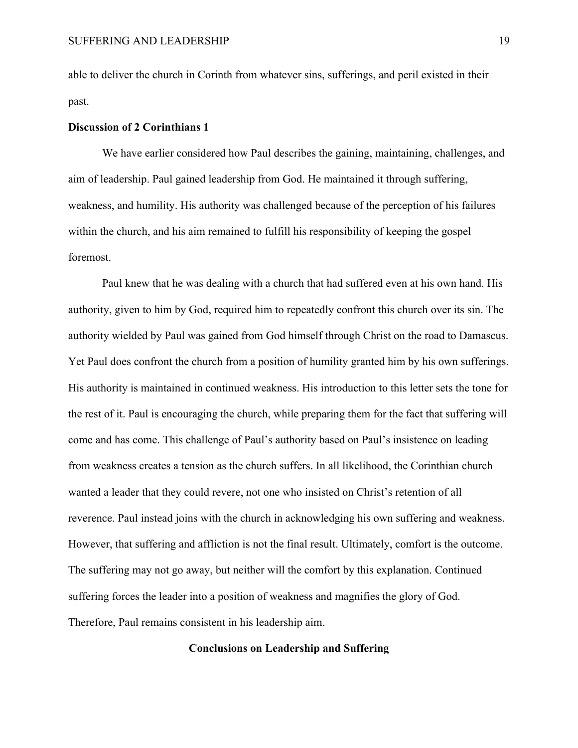able to deliver the church in Corinth from whatever sins, sufferings, and peril existed in their past.

### Discussion of 2 Corinthians 1

We have earlier considered how Paul describes the gaining, maintaining, challenges, and aim of leadership. Paul gained leadership from God. He maintained it through suffering, weakness, and humility. His authority was challenged because of the perception of his failures within the church, and his aim remained to fulfill his responsibility of keeping the gospel foremost.

Paul knew that he was dealing with a church that had suffered even at his own hand. His authority, given to him by God, required him to repeatedly confront this church over its sin. The authority wielded by Paul was gained from God himself through Christ on the road to Damascus. Yet Paul does confront the church from a position of humility granted him by his own sufferings. His authority is maintained in continued weakness. His introduction to this letter sets the tone for the rest of it. Paul is encouraging the church, while preparing them for the fact that suffering will come and has come. This challenge of Paul's authority based on Paul's insistence on leading from weakness creates a tension as the church suffers. In all likelihood, the Corinthian church wanted a leader that they could revere, not one who insisted on Christ's retention of all reverence. Paul instead joins with the church in acknowledging his own suffering and weakness. However, that suffering and affliction is not the final result. Ultimately, comfort is the outcome. The suffering may not go away, but neither will the comfort by this explanation. Continued suffering forces the leader into a position of weakness and magnifies the glory of God. Therefore, Paul remains consistent in his leadership aim.

## Conclusions on Leadership and Suffering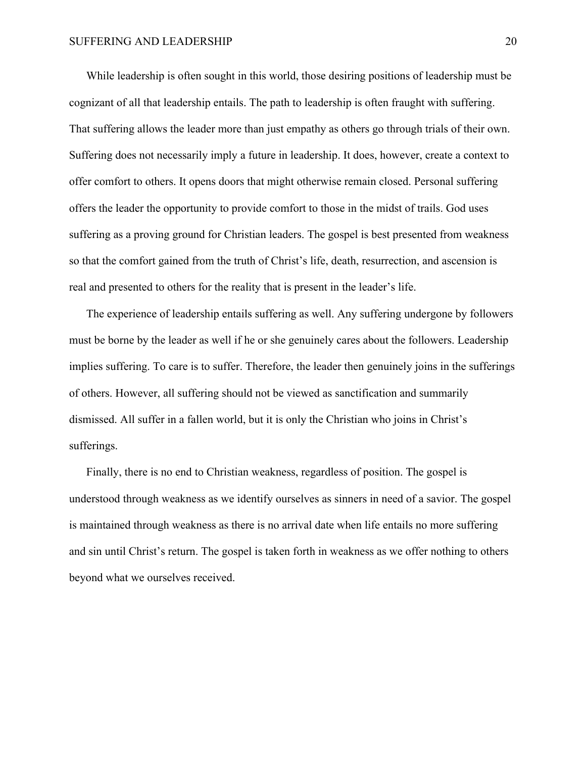While leadership is often sought in this world, those desiring positions of leadership must be cognizant of all that leadership entails. The path to leadership is often fraught with suffering. That suffering allows the leader more than just empathy as others go through trials of their own. Suffering does not necessarily imply a future in leadership. It does, however, create a context to offer comfort to others. It opens doors that might otherwise remain closed. Personal suffering offers the leader the opportunity to provide comfort to those in the midst of trails. God uses suffering as a proving ground for Christian leaders. The gospel is best presented from weakness so that the comfort gained from the truth of Christ's life, death, resurrection, and ascension is real and presented to others for the reality that is present in the leader's life.

The experience of leadership entails suffering as well. Any suffering undergone by followers must be borne by the leader as well if he or she genuinely cares about the followers. Leadership implies suffering. To care is to suffer. Therefore, the leader then genuinely joins in the sufferings of others. However, all suffering should not be viewed as sanctification and summarily dismissed. All suffer in a fallen world, but it is only the Christian who joins in Christ's sufferings.

Finally, there is no end to Christian weakness, regardless of position. The gospel is understood through weakness as we identify ourselves as sinners in need of a savior. The gospel is maintained through weakness as there is no arrival date when life entails no more suffering and sin until Christ's return. The gospel is taken forth in weakness as we offer nothing to others beyond what we ourselves received.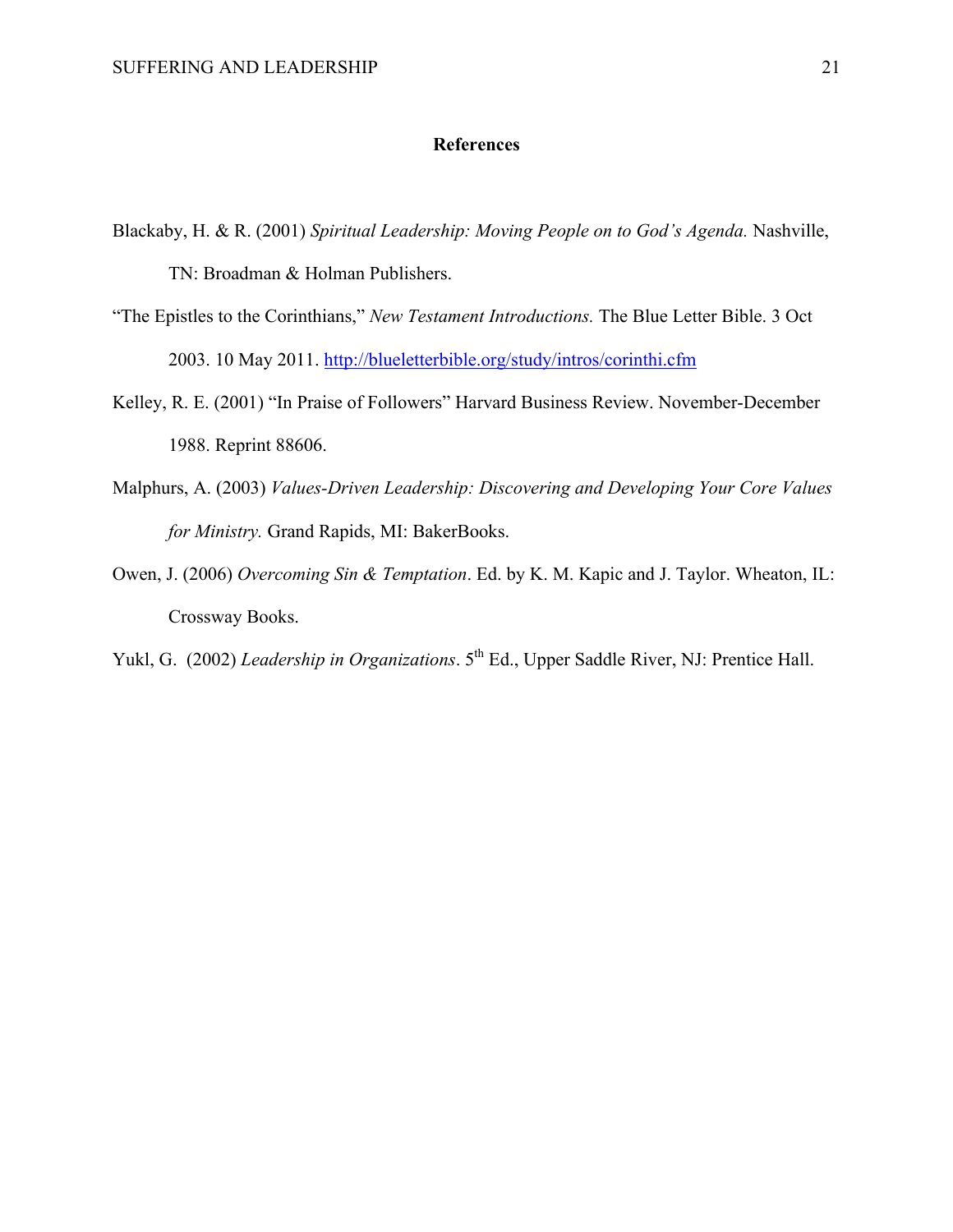# References

Blackaby, H. & R. (2001) *Spiritual Leadership: Moving People on to God's Agenda.* Nashville, TN: Broadman & Holman Publishers.

"The Epistles to the Corinthians," *New Testament Introductions.* The Blue Letter Bible. 3 Oct 2003. 10 May 2011. http://blueletterbible.org/study/intros/corinthi.cfm

Kelley, R. E. (2001) "In Praise of Followers" Harvard Business Review. November-December 1988. Reprint 88606.

Malphurs, A. (2003) *Values-Driven Leadership: Discovering and Developing Your Core Values for Ministry.* Grand Rapids, MI: BakerBooks.

Owen, J. (2006) *Overcoming Sin & Temptation*. Ed. by K. M. Kapic and J. Taylor. Wheaton, IL: Crossway Books.

Yukl, G. (2002) *Leadership in Organizations*. 5th Ed., Upper Saddle River, NJ: Prentice Hall.